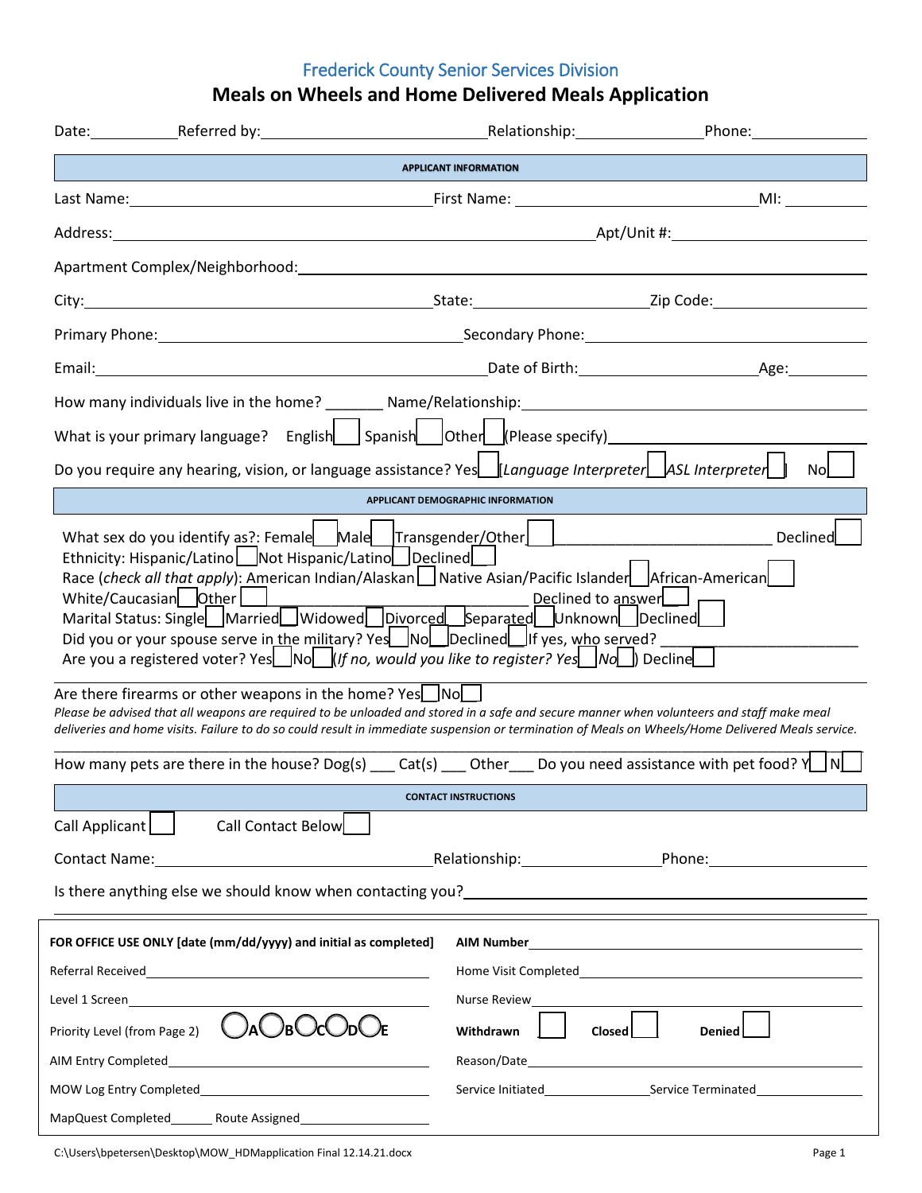Frederick County Senior Services Division

# Meals on Wheels and Home Delivered Meals Application

Date:__________ Referred by:______________________________ Relationship:________________ Phone:______________

**APPLICANT INFORMATION**

Last Name:________________________________________ First Name: ________________________________ MI: ________

Address:________________________________________________________________ Apt/Unit #:________________________

Apartment Complex/Neighborhood:________________________________________________________________________

City:____________________________________________ State:______________________ Zip Code:____________________

Primary Phone:______________________________________ Secondary Phone:____________________________________

Email:________________________________________________ Date of Birth:______________________ Age:__________

How many individuals live in the home? _______ Name/Relationship:____________________________________________

What is your primary language? English☐ Spanish☐ Other☐ (Please specify)____________________________

Do you require any hearing, vision, or language assistance? Yes☐ *[Language Interpreter☐ ASL Interpreter☐]* No☐

**APPLICANT DEMOGRAPHIC INFORMATION**

What sex do you identify as?: Female☐ Male☐ Transgender/Other☐ ____________________________ Declined☐

Ethnicity: Hispanic/Latino☐ Not Hispanic/Latino☐ Declined☐

Race (*check all that apply*): American Indian/Alaskan☐ Native Asian/Pacific Islander☐ African-American☐

White/Caucasian☐ Other☐ ______________________________ Declined to answer☐

Marital Status: Single☐ Married☐ Widowed☐ Divorced☐ Separated☐ Unknown☐ Declined☐

Did you or your spouse serve in the military? Yes☐ No☐ Declined☐ If yes, who served? ________________________

Are you a registered voter? Yes☐ No☐ (*If no, would you like to register? Yes☐ No☐*) Decline☐

Are there firearms or other weapons in the home? Yes☐ No☐

*Please be advised that all weapons are required to be unloaded and stored in a safe and secure manner when volunteers and staff make meal deliveries and home visits. Failure to do so could result in immediate suspension or termination of Meals on Wheels/Home Delivered Meals service.*

How many pets are there in the house? Dog(s) ___ Cat(s) ___ Other___ Do you need assistance with pet food? Y☐ N☐

**CONTACT INSTRUCTIONS**

Call Applicant☐ Call Contact Below☐

Contact Name:______________________________________ Relationship:__________________ Phone:__________________

Is there anything else we should know when contacting you?________________________________________________

**FOR OFFICE USE ONLY [date (mm/dd/yyyy) and initial as completed]**

Referral Received______________________________________

Level 1 Screen________________________________________

Priority Level (from Page 2) ◯A ◯B ◯C ◯D ◯E

AIM Entry Completed___________________________________

MOW Log Entry Completed______________________________

MapQuest Completed_______ Route Assigned________________

**AIM Number**________________________________________

Home Visit Completed__________________________________

Nurse Review_________________________________________

**Withdrawn** ☐ **Closed** ☐ **Denied** ☐

Reason/Date__________________________________________

Service Initiated________________ Service Terminated________________

C:\Users\bpetersen\Desktop\MOW_HDMapplication Final 12.14.21.docx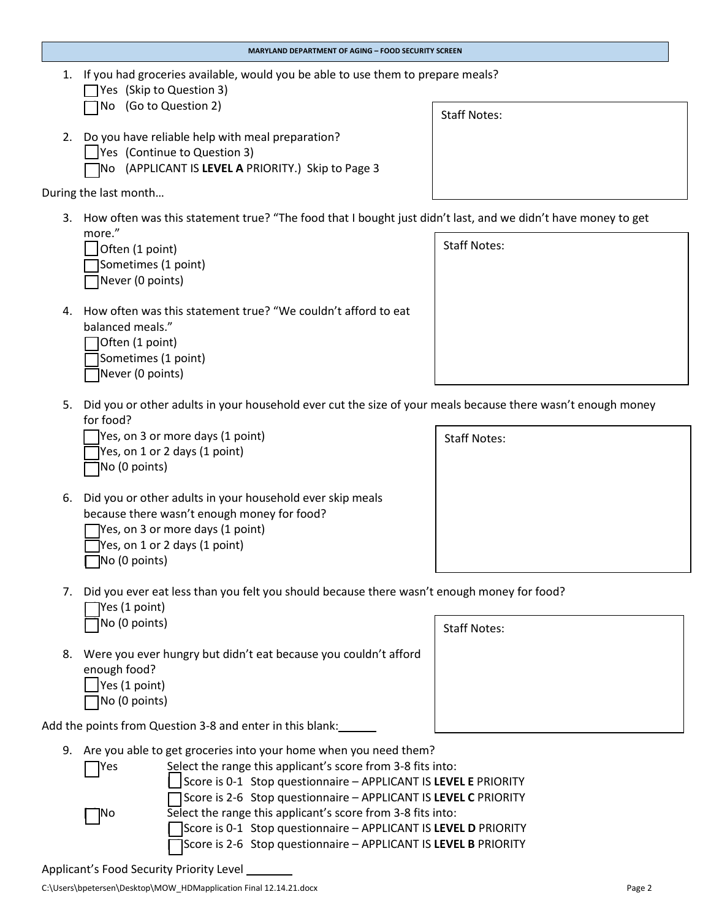## MARYLAND DEPARTMENT OF AGING – FOOD SECURITY SCREEN

1. If you had groceries available, would you be able to use them to prepare meals?
   - ☐ Yes (Skip to Question 3)
   - ☐ No (Go to Question 2)

2. Do you have reliable help with meal preparation?
   - ☐ Yes (Continue to Question 3)
   - ☐ No (APPLICANT IS **LEVEL A** PRIORITY.) Skip to Page 3

Staff Notes:

During the last month…

3. How often was this statement true? "The food that I bought just didn't last, and we didn't have money to get more."
   - ☐ Often (1 point)
   - ☐ Sometimes (1 point)
   - ☐ Never (0 points)

4. How often was this statement true? "We couldn't afford to eat balanced meals."
   - ☐ Often (1 point)
   - ☐ Sometimes (1 point)
   - ☐ Never (0 points)

Staff Notes:

5. Did you or other adults in your household ever cut the size of your meals because there wasn't enough money for food?
   - ☐ Yes, on 3 or more days (1 point)
   - ☐ Yes, on 1 or 2 days (1 point)
   - ☐ No (0 points)

6. Did you or other adults in your household ever skip meals because there wasn't enough money for food?
   - ☐ Yes, on 3 or more days (1 point)
   - ☐ Yes, on 1 or 2 days (1 point)
   - ☐ No (0 points)

Staff Notes:

7. Did you ever eat less than you felt you should because there wasn't enough money for food?
   - ☐ Yes (1 point)
   - ☐ No (0 points)

8. Were you ever hungry but didn't eat because you couldn't afford enough food?
   - ☐ Yes (1 point)
   - ☐ No (0 points)

Staff Notes:

Add the points from Question 3-8 and enter in this blank:______

9. Are you able to get groceries into your home when you need them?
   - ☐ Yes — Select the range this applicant's score from 3-8 fits into:
     - ☐ Score is 0-1 Stop questionnaire – APPLICANT IS **LEVEL E** PRIORITY
     - ☐ Score is 2-6 Stop questionnaire – APPLICANT IS **LEVEL C** PRIORITY
   - ☐ No — Select the range this applicant's score from 3-8 fits into:
     - ☐ Score is 0-1 Stop questionnaire – APPLICANT IS **LEVEL D** PRIORITY
     - ☐ Score is 2-6 Stop questionnaire – APPLICANT IS **LEVEL B** PRIORITY

Applicant's Food Security Priority Level ________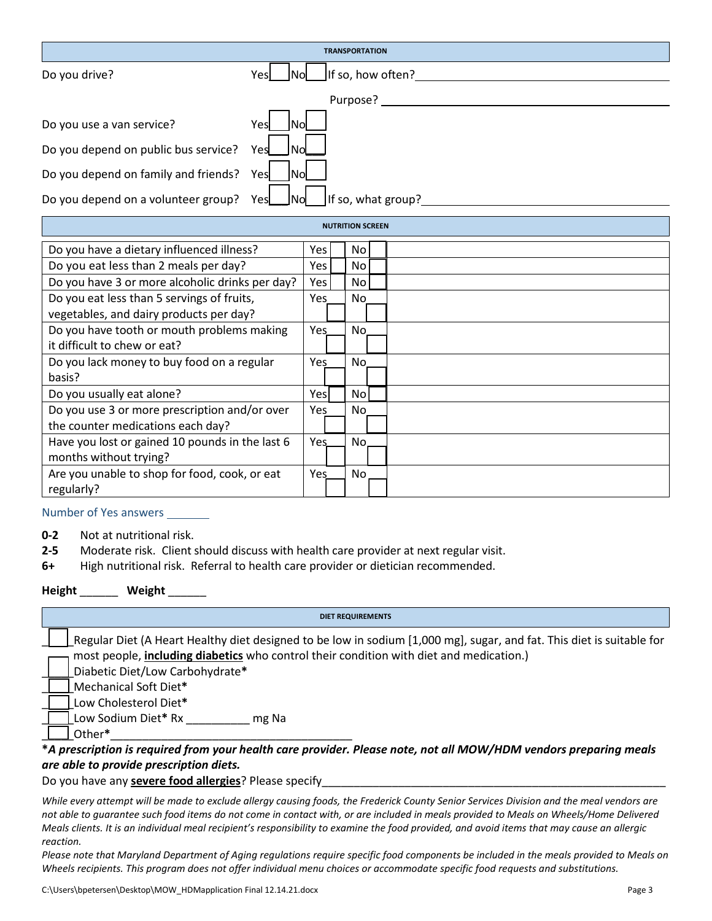## TRANSPORTATION

Do you drive? Yes ☐ No ☐ If so, how often? ____________________

Purpose? ____________________

Do you use a van service? Yes ☐ No ☐

Do you depend on public bus service? Yes ☐ No ☐

Do you depend on family and friends? Yes ☐ No ☐

Do you depend on a volunteer group? Yes ☐ No ☐ If so, what group? ____________________

## NUTRITION SCREEN

| Question | Yes | No | |
|---|---|---|---|
| Do you have a dietary influenced illness? | Yes ☐ | No ☐ | |
| Do you eat less than 2 meals per day? | Yes ☐ | No ☐ | |
| Do you have 3 or more alcoholic drinks per day? | Yes ☐ | No ☐ | |
| Do you eat less than 5 servings of fruits, vegetables, and dairy products per day? | Yes ☐ | No ☐ | |
| Do you have tooth or mouth problems making it difficult to chew or eat? | Yes ☐ | No ☐ | |
| Do you lack money to buy food on a regular basis? | Yes ☐ | No ☐ | |
| Do you usually eat alone? | Yes ☐ | No ☐ | |
| Do you use 3 or more prescription and/or over the counter medications each day? | Yes ☐ | No ☐ | |
| Have you lost or gained 10 pounds in the last 6 months without trying? | Yes ☐ | No ☐ | |
| Are you unable to shop for food, cook, or eat regularly? | Yes ☐ | No ☐ | |

Number of Yes answers _______

**0-2** Not at nutritional risk.

**2-5** Moderate risk. Client should discuss with health care provider at next regular visit.

**6+** High nutritional risk. Referral to health care provider or dietician recommended.

**Height** ______ **Weight** ______

## DIET REQUIREMENTS

☐ Regular Diet (A Heart Healthy diet designed to be low in sodium [1,000 mg], sugar, and fat. This diet is suitable for most people, **including diabetics** who control their condition with diet and medication.)

☐ Diabetic Diet/Low Carbohydrate**\***

☐ Mechanical Soft Diet**\***

☐ Low Cholesterol Diet**\***

☐ Low Sodium Diet**\*** Rx __________ mg Na

☐ Other**\***____________________________________

***\*A prescription is required from your health care provider. Please note, not all MOW/HDM vendors preparing meals are able to provide prescription diets.***

Do you have any **severe food allergies**? Please specify____________________________________

*While every attempt will be made to exclude allergy causing foods, the Frederick County Senior Services Division and the meal vendors are not able to guarantee such food items do not come in contact with, or are included in meals provided to Meals on Wheels/Home Delivered Meals clients. It is an individual meal recipient's responsibility to examine the food provided, and avoid items that may cause an allergic reaction.*

*Please note that Maryland Department of Aging regulations require specific food components be included in the meals provided to Meals on Wheels recipients. This program does not offer individual menu choices or accommodate specific food requests and substitutions.*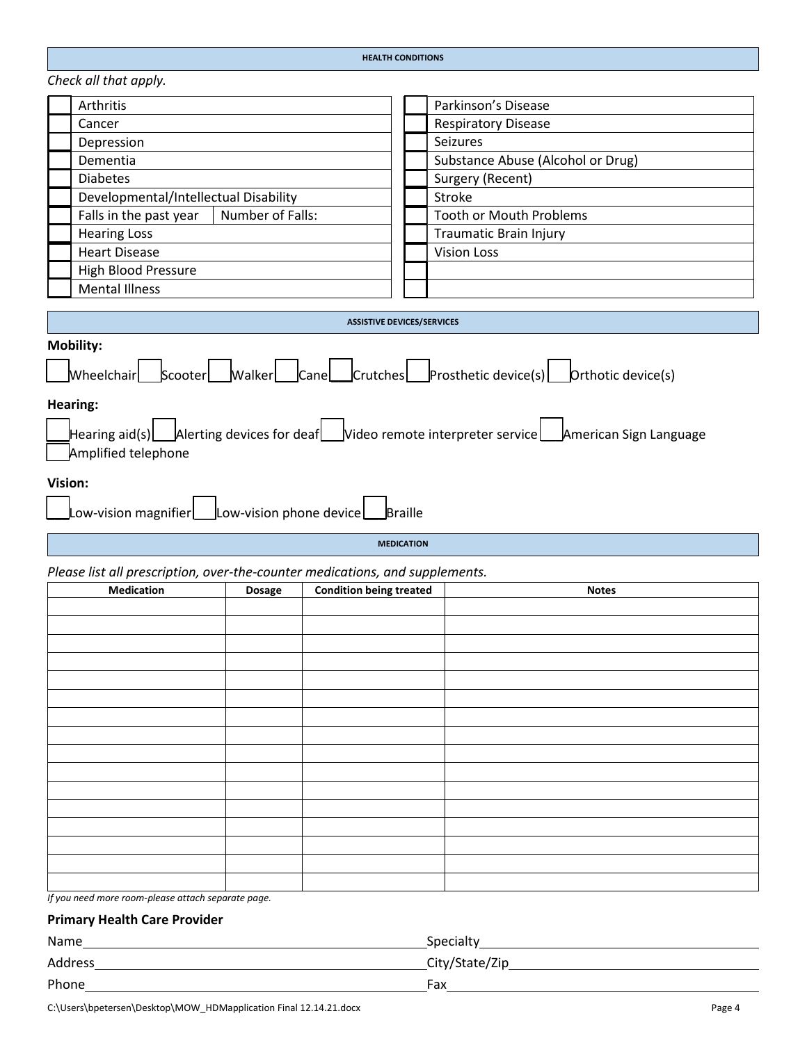## HEALTH CONDITIONS

*Check all that apply.*

| | | | |
|---|---|---|---|
| ☐ | Arthritis | ☐ | Parkinson's Disease |
| ☐ | Cancer | ☐ | Respiratory Disease |
| ☐ | Depression | ☐ | Seizures |
| ☐ | Dementia | ☐ | Substance Abuse (Alcohol or Drug) |
| ☐ | Diabetes | ☐ | Surgery (Recent) |
| ☐ | Developmental/Intellectual Disability | ☐ | Stroke |
| ☐ | Falls in the past year / Number of Falls: | ☐ | Tooth or Mouth Problems |
| ☐ | Hearing Loss | ☐ | Traumatic Brain Injury |
| ☐ | Heart Disease | ☐ | Vision Loss |
| ☐ | High Blood Pressure | ☐ | |
| ☐ | Mental Illness | ☐ | |

## ASSISTIVE DEVICES/SERVICES

**Mobility:**

☐ Wheelchair ☐ Scooter ☐ Walker ☐ Cane ☐ Crutches ☐ Prosthetic device(s) ☐ Orthotic device(s)

**Hearing:**

☐ Hearing aid(s) ☐ Alerting devices for deaf ☐ Video remote interpreter service ☐ American Sign Language
☐ Amplified telephone

**Vision:**

☐ Low-vision magnifier ☐ Low-vision phone device ☐ Braille

## MEDICATION

*Please list all prescription, over-the-counter medications, and supplements.*

| Medication | Dosage | Condition being treated | Notes |
|---|---|---|---|
| | | | |
| | | | |
| | | | |
| | | | |
| | | | |
| | | | |
| | | | |
| | | | |
| | | | |
| | | | |
| | | | |
| | | | |
| | | | |
| | | | |
| | | | |
| | | | |

*If you need more room-please attach separate page.*

**Primary Health Care Provider**

Name\_\_\_\_\_\_\_\_\_\_\_\_\_\_\_\_\_\_\_\_ Specialty\_\_\_\_\_\_\_\_\_\_\_\_\_\_\_\_\_\_\_\_

Address\_\_\_\_\_\_\_\_\_\_\_\_\_\_\_\_\_\_\_\_ City/State/Zip\_\_\_\_\_\_\_\_\_\_\_\_\_\_\_\_\_\_\_\_

Phone\_\_\_\_\_\_\_\_\_\_\_\_\_\_\_\_\_\_\_\_ Fax\_\_\_\_\_\_\_\_\_\_\_\_\_\_\_\_\_\_\_\_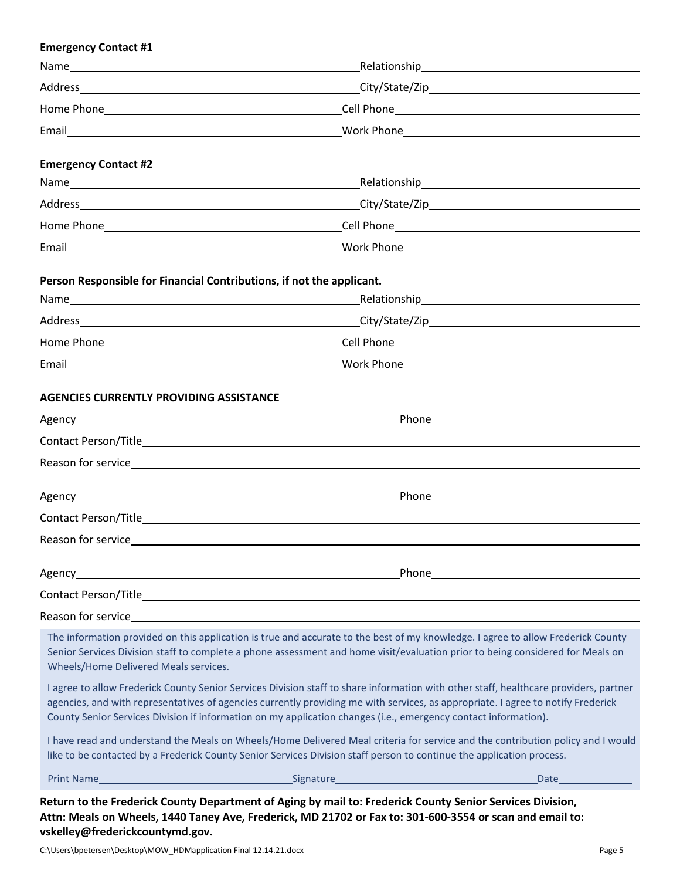**Emergency Contact #1**

Name\_\_\_\_\_\_\_\_\_\_\_\_\_\_\_\_\_\_\_\_\_\_\_\_\_\_\_\_\_\_ Relationship\_\_\_\_\_\_\_\_\_\_\_\_\_\_\_\_\_\_\_\_\_\_\_\_\_\_\_\_\_\_

Address\_\_\_\_\_\_\_\_\_\_\_\_\_\_\_\_\_\_\_\_\_\_\_\_\_\_\_\_\_\_ City/State/Zip\_\_\_\_\_\_\_\_\_\_\_\_\_\_\_\_\_\_\_\_\_\_\_\_\_\_\_\_\_\_

Home Phone\_\_\_\_\_\_\_\_\_\_\_\_\_\_\_\_\_\_\_\_\_\_\_\_\_\_\_\_\_\_ Cell Phone\_\_\_\_\_\_\_\_\_\_\_\_\_\_\_\_\_\_\_\_\_\_\_\_\_\_\_\_\_\_

Email\_\_\_\_\_\_\_\_\_\_\_\_\_\_\_\_\_\_\_\_\_\_\_\_\_\_\_\_\_\_ Work Phone\_\_\_\_\_\_\_\_\_\_\_\_\_\_\_\_\_\_\_\_\_\_\_\_\_\_\_\_\_\_

**Emergency Contact #2**

Name\_\_\_\_\_\_\_\_\_\_\_\_\_\_\_\_\_\_\_\_\_\_\_\_\_\_\_\_\_\_ Relationship\_\_\_\_\_\_\_\_\_\_\_\_\_\_\_\_\_\_\_\_\_\_\_\_\_\_\_\_\_\_

Address\_\_\_\_\_\_\_\_\_\_\_\_\_\_\_\_\_\_\_\_\_\_\_\_\_\_\_\_\_\_ City/State/Zip\_\_\_\_\_\_\_\_\_\_\_\_\_\_\_\_\_\_\_\_\_\_\_\_\_\_\_\_\_\_

Home Phone\_\_\_\_\_\_\_\_\_\_\_\_\_\_\_\_\_\_\_\_\_\_\_\_\_\_\_\_\_\_ Cell Phone\_\_\_\_\_\_\_\_\_\_\_\_\_\_\_\_\_\_\_\_\_\_\_\_\_\_\_\_\_\_

Email\_\_\_\_\_\_\_\_\_\_\_\_\_\_\_\_\_\_\_\_\_\_\_\_\_\_\_\_\_\_ Work Phone\_\_\_\_\_\_\_\_\_\_\_\_\_\_\_\_\_\_\_\_\_\_\_\_\_\_\_\_\_\_

**Person Responsible for Financial Contributions, if not the applicant.**

Name\_\_\_\_\_\_\_\_\_\_\_\_\_\_\_\_\_\_\_\_\_\_\_\_\_\_\_\_\_\_ Relationship\_\_\_\_\_\_\_\_\_\_\_\_\_\_\_\_\_\_\_\_\_\_\_\_\_\_\_\_\_\_

Address\_\_\_\_\_\_\_\_\_\_\_\_\_\_\_\_\_\_\_\_\_\_\_\_\_\_\_\_\_\_ City/State/Zip\_\_\_\_\_\_\_\_\_\_\_\_\_\_\_\_\_\_\_\_\_\_\_\_\_\_\_\_\_\_

Home Phone\_\_\_\_\_\_\_\_\_\_\_\_\_\_\_\_\_\_\_\_\_\_\_\_\_\_\_\_\_\_ Cell Phone\_\_\_\_\_\_\_\_\_\_\_\_\_\_\_\_\_\_\_\_\_\_\_\_\_\_\_\_\_\_

Email\_\_\_\_\_\_\_\_\_\_\_\_\_\_\_\_\_\_\_\_\_\_\_\_\_\_\_\_\_\_ Work Phone\_\_\_\_\_\_\_\_\_\_\_\_\_\_\_\_\_\_\_\_\_\_\_\_\_\_\_\_\_\_

**AGENCIES CURRENTLY PROVIDING ASSISTANCE**

Agency\_\_\_\_\_\_\_\_\_\_\_\_\_\_\_\_\_\_\_\_\_\_\_\_\_\_\_\_\_\_ Phone\_\_\_\_\_\_\_\_\_\_\_\_\_\_\_\_\_\_\_\_\_\_\_\_\_\_\_\_\_\_

Contact Person/Title\_\_\_\_\_\_\_\_\_\_\_\_\_\_\_\_\_\_\_\_\_\_\_\_\_\_\_\_\_\_\_\_\_\_\_\_\_\_\_\_\_\_\_\_\_\_\_\_\_\_\_\_\_\_\_\_

Reason for service\_\_\_\_\_\_\_\_\_\_\_\_\_\_\_\_\_\_\_\_\_\_\_\_\_\_\_\_\_\_\_\_\_\_\_\_\_\_\_\_\_\_\_\_\_\_\_\_\_\_\_\_\_\_\_\_

Agency\_\_\_\_\_\_\_\_\_\_\_\_\_\_\_\_\_\_\_\_\_\_\_\_\_\_\_\_\_\_ Phone\_\_\_\_\_\_\_\_\_\_\_\_\_\_\_\_\_\_\_\_\_\_\_\_\_\_\_\_\_\_

Contact Person/Title\_\_\_\_\_\_\_\_\_\_\_\_\_\_\_\_\_\_\_\_\_\_\_\_\_\_\_\_\_\_\_\_\_\_\_\_\_\_\_\_\_\_\_\_\_\_\_\_\_\_\_\_\_\_\_\_

Reason for service\_\_\_\_\_\_\_\_\_\_\_\_\_\_\_\_\_\_\_\_\_\_\_\_\_\_\_\_\_\_\_\_\_\_\_\_\_\_\_\_\_\_\_\_\_\_\_\_\_\_\_\_\_\_\_\_

Agency\_\_\_\_\_\_\_\_\_\_\_\_\_\_\_\_\_\_\_\_\_\_\_\_\_\_\_\_\_\_ Phone\_\_\_\_\_\_\_\_\_\_\_\_\_\_\_\_\_\_\_\_\_\_\_\_\_\_\_\_\_\_

Contact Person/Title\_\_\_\_\_\_\_\_\_\_\_\_\_\_\_\_\_\_\_\_\_\_\_\_\_\_\_\_\_\_\_\_\_\_\_\_\_\_\_\_\_\_\_\_\_\_\_\_\_\_\_\_\_\_\_\_

Reason for service\_\_\_\_\_\_\_\_\_\_\_\_\_\_\_\_\_\_\_\_\_\_\_\_\_\_\_\_\_\_\_\_\_\_\_\_\_\_\_\_\_\_\_\_\_\_\_\_\_\_\_\_\_\_\_\_

The information provided on this application is true and accurate to the best of my knowledge. I agree to allow Frederick County Senior Services Division staff to complete a phone assessment and home visit/evaluation prior to being considered for Meals on Wheels/Home Delivered Meals services.

I agree to allow Frederick County Senior Services Division staff to share information with other staff, healthcare providers, partner agencies, and with representatives of agencies currently providing me with services, as appropriate. I agree to notify Frederick County Senior Services Division if information on my application changes (i.e., emergency contact information).

I have read and understand the Meals on Wheels/Home Delivered Meal criteria for service and the contribution policy and I would like to be contacted by a Frederick County Senior Services Division staff person to continue the application process.

Print Name\_\_\_\_\_\_\_\_\_\_\_\_\_\_\_\_\_\_\_\_\_\_\_\_\_\_\_\_ Signature\_\_\_\_\_\_\_\_\_\_\_\_\_\_\_\_\_\_\_\_\_\_\_\_\_\_\_\_ Date\_\_\_\_\_\_\_\_\_\_\_\_

**Return to the Frederick County Department of Aging by mail to: Frederick County Senior Services Division, Attn: Meals on Wheels, 1440 Taney Ave, Frederick, MD 21702 or Fax to: 301-600-3554 or scan and email to: vskelley@frederickcountymd.gov.**